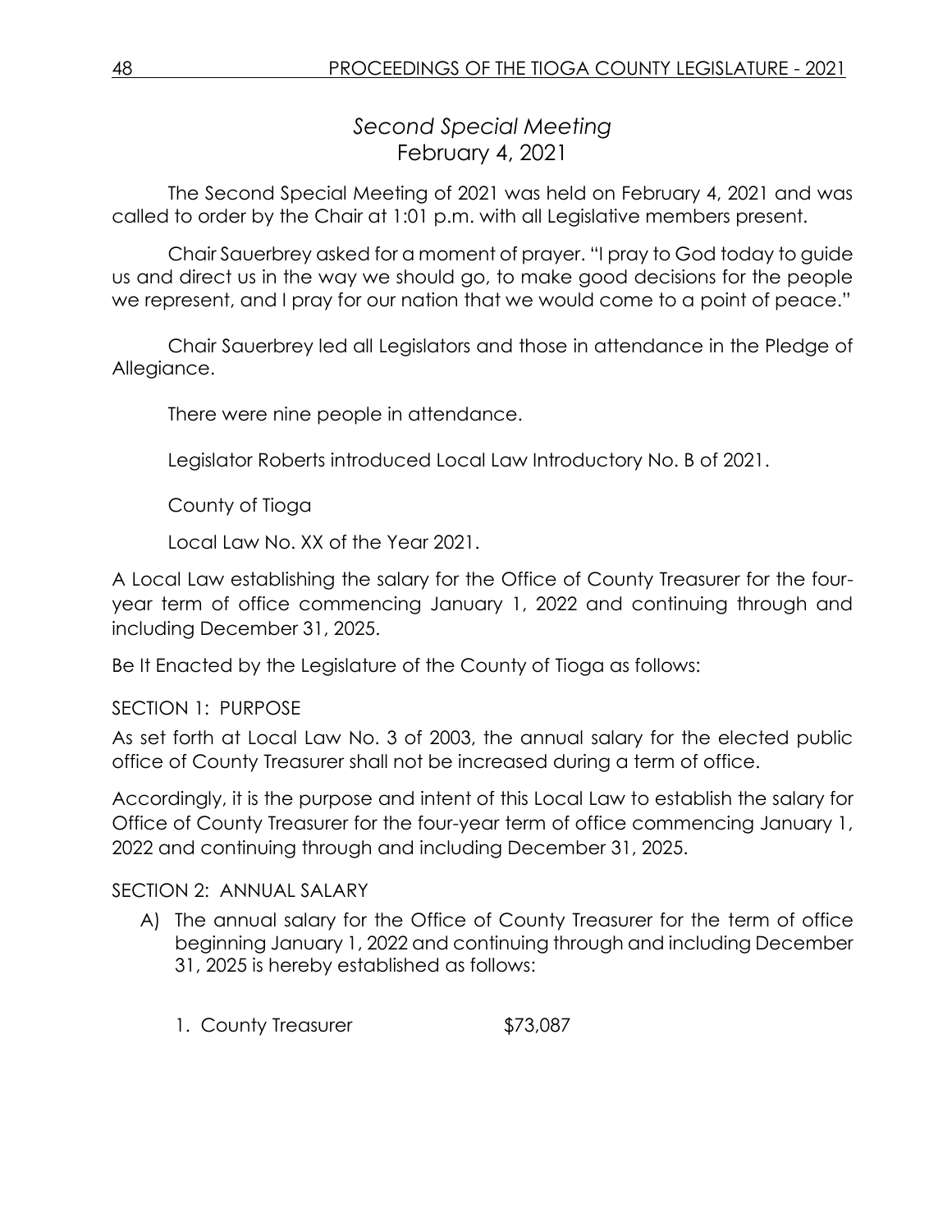## *Second Special Meeting*

February 4, 2021

The Second Special Meeting of 2021 was held on February 4, 2021 and was called to order by the Chair at 1:01 p.m. with all Legislative members present.

Chair Sauerbrey asked for a moment of prayer. "I pray to God today to guide us and direct us in the way we should go, to make good decisions for the people we represent, and I pray for our nation that we would come to a point of peace."

Chair Sauerbrey led all Legislators and those in attendance in the Pledge of Allegiance.

There were nine people in attendance.

Legislator Roberts introduced Local Law Introductory No. B of 2021.

County of Tioga

Local Law No. XX of the Year 2021.

A Local Law establishing the salary for the Office of County Treasurer for the four-year term of office commencing January 1, 2022 and continuing through and including December 31, 2025.

Be It Enacted by the Legislature of the County of Tioga as follows:

SECTION 1: PURPOSE

As set forth at Local Law No. 3 of 2003, the annual salary for the elected public office of County Treasurer shall not be increased during a term of office.

Accordingly, it is the purpose and intent of this Local Law to establish the salary for Office of County Treasurer for the four-year term of office commencing January 1, 2022 and continuing through and including December 31, 2025.

SECTION 2: ANNUAL SALARY

A) The annual salary for the Office of County Treasurer for the term of office beginning January 1, 2022 and continuing through and including December 31, 2025 is hereby established as follows:

   1. County Treasurer $73,087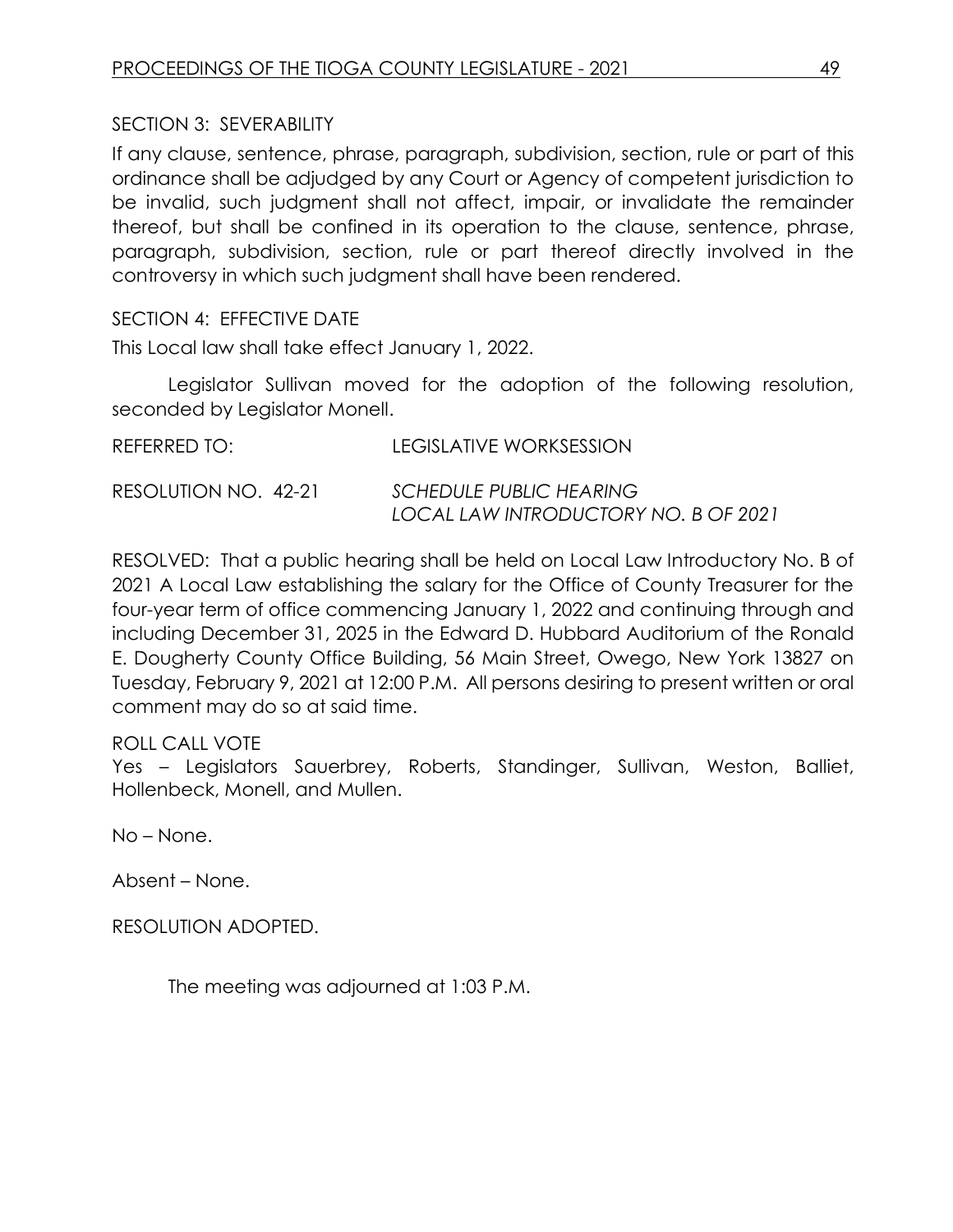SECTION 3: SEVERABILITY

If any clause, sentence, phrase, paragraph, subdivision, section, rule or part of this ordinance shall be adjudged by any Court or Agency of competent jurisdiction to be invalid, such judgment shall not affect, impair, or invalidate the remainder thereof, but shall be confined in its operation to the clause, sentence, phrase, paragraph, subdivision, section, rule or part thereof directly involved in the controversy in which such judgment shall have been rendered.

SECTION 4: EFFECTIVE DATE

This Local law shall take effect January 1, 2022.

Legislator Sullivan moved for the adoption of the following resolution, seconded by Legislator Monell.

REFERRED TO: LEGISLATIVE WORKSESSION

RESOLUTION NO. 42-21 *SCHEDULE PUBLIC HEARING LOCAL LAW INTRODUCTORY NO. B OF 2021*

RESOLVED: That a public hearing shall be held on Local Law Introductory No. B of 2021 A Local Law establishing the salary for the Office of County Treasurer for the four-year term of office commencing January 1, 2022 and continuing through and including December 31, 2025 in the Edward D. Hubbard Auditorium of the Ronald E. Dougherty County Office Building, 56 Main Street, Owego, New York 13827 on Tuesday, February 9, 2021 at 12:00 P.M. All persons desiring to present written or oral comment may do so at said time.

ROLL CALL VOTE

Yes – Legislators Sauerbrey, Roberts, Standinger, Sullivan, Weston, Balliet, Hollenbeck, Monell, and Mullen.

No – None.

Absent – None.

RESOLUTION ADOPTED.

The meeting was adjourned at 1:03 P.M.